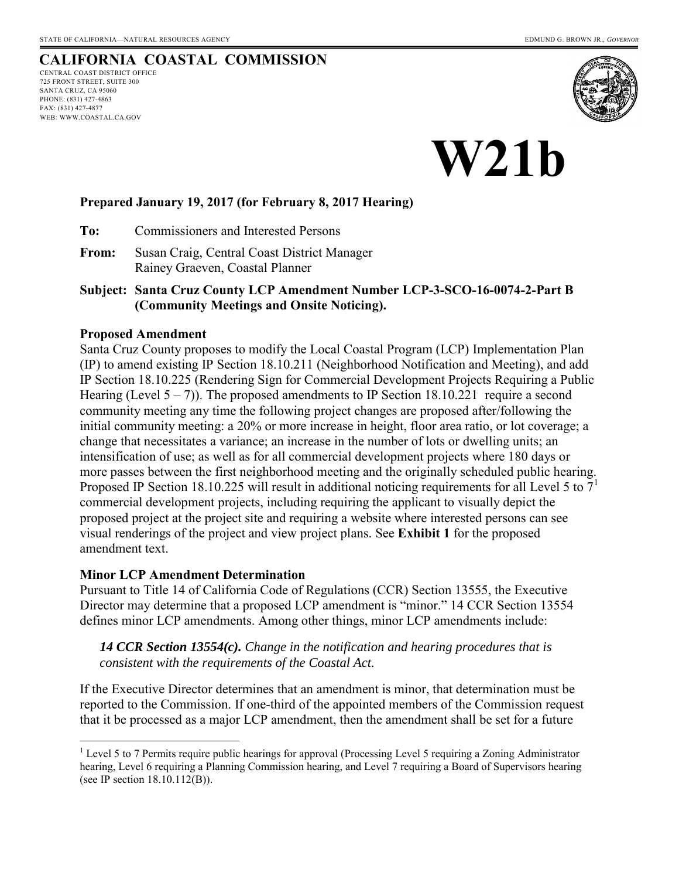STATE OF CALIFORNIA—NATURAL RESOURCES AGENCY EDMUND G. BROWN JR., *GOVERNOR*

# CALIFORNIA COASTAL COMMISSION

CENTRAL COAST DISTRICT OFFICE
725 FRONT STREET, SUITE 300
SANTA CRUZ, CA 95060
PHONE: (831) 427-4863
FAX: (831) 427-4877
WEB: WWW.COASTAL.CA.GOV

# W21b

**Prepared January 19, 2017 (for February 8, 2017 Hearing)**

**To:** Commissioners and Interested Persons

**From:** Susan Craig, Central Coast District Manager
Rainey Graeven, Coastal Planner

**Subject: Santa Cruz County LCP Amendment Number LCP-3-SCO-16-0074-2-Part B (Community Meetings and Onsite Noticing).**

### Proposed Amendment

Santa Cruz County proposes to modify the Local Coastal Program (LCP) Implementation Plan (IP) to amend existing IP Section 18.10.211 (Neighborhood Notification and Meeting), and add IP Section 18.10.225 (Rendering Sign for Commercial Development Projects Requiring a Public Hearing (Level 5 – 7)). The proposed amendments to IP Section 18.10.221 require a second community meeting any time the following project changes are proposed after/following the initial community meeting: a 20% or more increase in height, floor area ratio, or lot coverage; a change that necessitates a variance; an increase in the number of lots or dwelling units; an intensification of use; as well as for all commercial development projects where 180 days or more passes between the first neighborhood meeting and the originally scheduled public hearing. Proposed IP Section 18.10.225 will result in additional noticing requirements for all Level 5 to 7[1] commercial development projects, including requiring the applicant to visually depict the proposed project at the project site and requiring a website where interested persons can see visual renderings of the project and view project plans. See **Exhibit 1** for the proposed amendment text.

### Minor LCP Amendment Determination

Pursuant to Title 14 of California Code of Regulations (CCR) Section 13555, the Executive Director may determine that a proposed LCP amendment is "minor." 14 CCR Section 13554 defines minor LCP amendments. Among other things, minor LCP amendments include:

> ***14 CCR Section 13554(c).*** *Change in the notification and hearing procedures that is consistent with the requirements of the Coastal Act.*

If the Executive Director determines that an amendment is minor, that determination must be reported to the Commission. If one-third of the appointed members of the Commission request that it be processed as a major LCP amendment, then the amendment shall be set for a future

---

[1] Level 5 to 7 Permits require public hearings for approval (Processing Level 5 requiring a Zoning Administrator hearing, Level 6 requiring a Planning Commission hearing, and Level 7 requiring a Board of Supervisors hearing (see IP section 18.10.112(B)).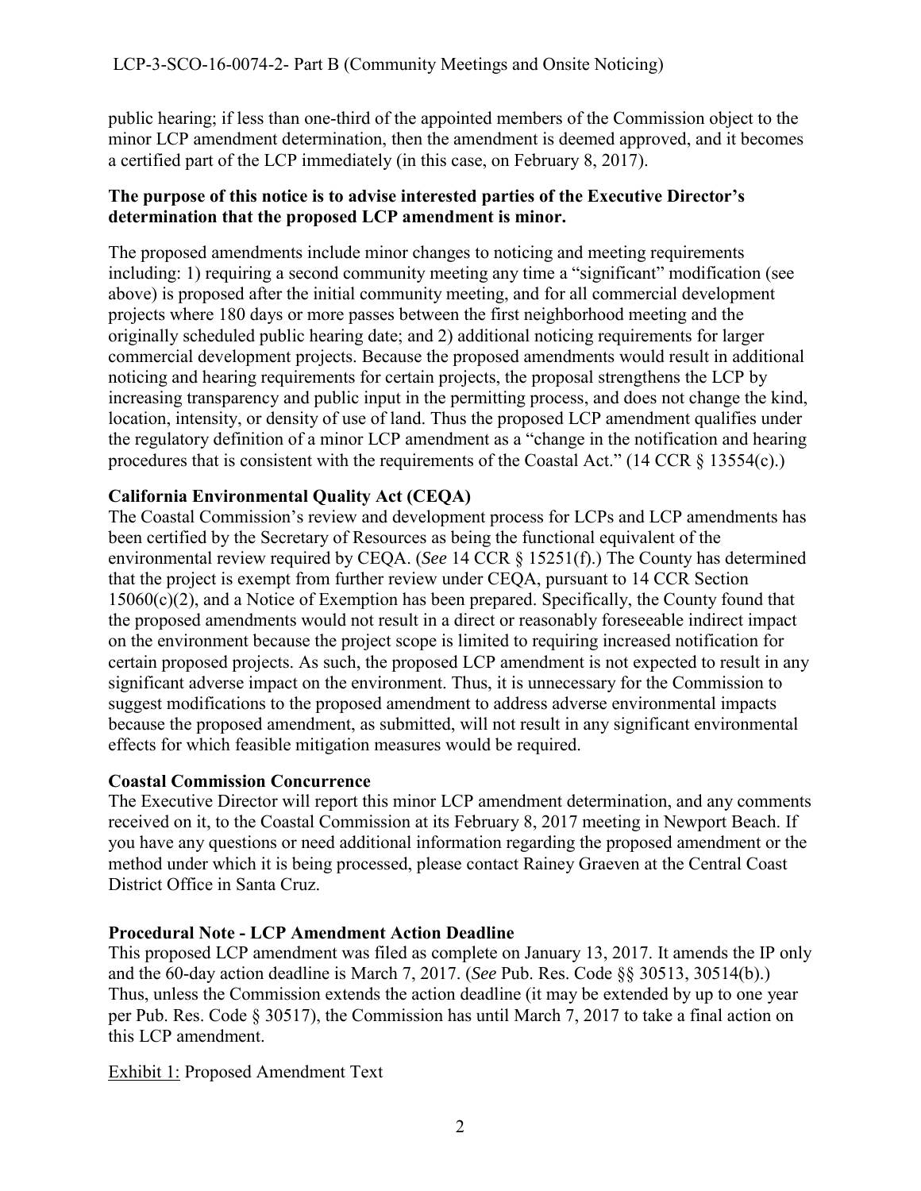public hearing; if less than one-third of the appointed members of the Commission object to the minor LCP amendment determination, then the amendment is deemed approved, and it becomes a certified part of the LCP immediately (in this case, on February 8, 2017).

**The purpose of this notice is to advise interested parties of the Executive Director's determination that the proposed LCP amendment is minor.**

The proposed amendments include minor changes to noticing and meeting requirements including: 1) requiring a second community meeting any time a "significant" modification (see above) is proposed after the initial community meeting, and for all commercial development projects where 180 days or more passes between the first neighborhood meeting and the originally scheduled public hearing date; and 2) additional noticing requirements for larger commercial development projects. Because the proposed amendments would result in additional noticing and hearing requirements for certain projects, the proposal strengthens the LCP by increasing transparency and public input in the permitting process, and does not change the kind, location, intensity, or density of use of land. Thus the proposed LCP amendment qualifies under the regulatory definition of a minor LCP amendment as a "change in the notification and hearing procedures that is consistent with the requirements of the Coastal Act." (14 CCR § 13554(c).)

**California Environmental Quality Act (CEQA)**

The Coastal Commission's review and development process for LCPs and LCP amendments has been certified by the Secretary of Resources as being the functional equivalent of the environmental review required by CEQA. (*See* 14 CCR § 15251(f).) The County has determined that the project is exempt from further review under CEQA, pursuant to 14 CCR Section 15060(c)(2), and a Notice of Exemption has been prepared. Specifically, the County found that the proposed amendments would not result in a direct or reasonably foreseeable indirect impact on the environment because the project scope is limited to requiring increased notification for certain proposed projects. As such, the proposed LCP amendment is not expected to result in any significant adverse impact on the environment. Thus, it is unnecessary for the Commission to suggest modifications to the proposed amendment to address adverse environmental impacts because the proposed amendment, as submitted, will not result in any significant environmental effects for which feasible mitigation measures would be required.

**Coastal Commission Concurrence**

The Executive Director will report this minor LCP amendment determination, and any comments received on it, to the Coastal Commission at its February 8, 2017 meeting in Newport Beach. If you have any questions or need additional information regarding the proposed amendment or the method under which it is being processed, please contact Rainey Graeven at the Central Coast District Office in Santa Cruz.

**Procedural Note - LCP Amendment Action Deadline**

This proposed LCP amendment was filed as complete on January 13, 2017. It amends the IP only and the 60-day action deadline is March 7, 2017. (*See* Pub. Res. Code §§ 30513, 30514(b).) Thus, unless the Commission extends the action deadline (it may be extended by up to one year per Pub. Res. Code § 30517), the Commission has until March 7, 2017 to take a final action on this LCP amendment.

Exhibit 1: Proposed Amendment Text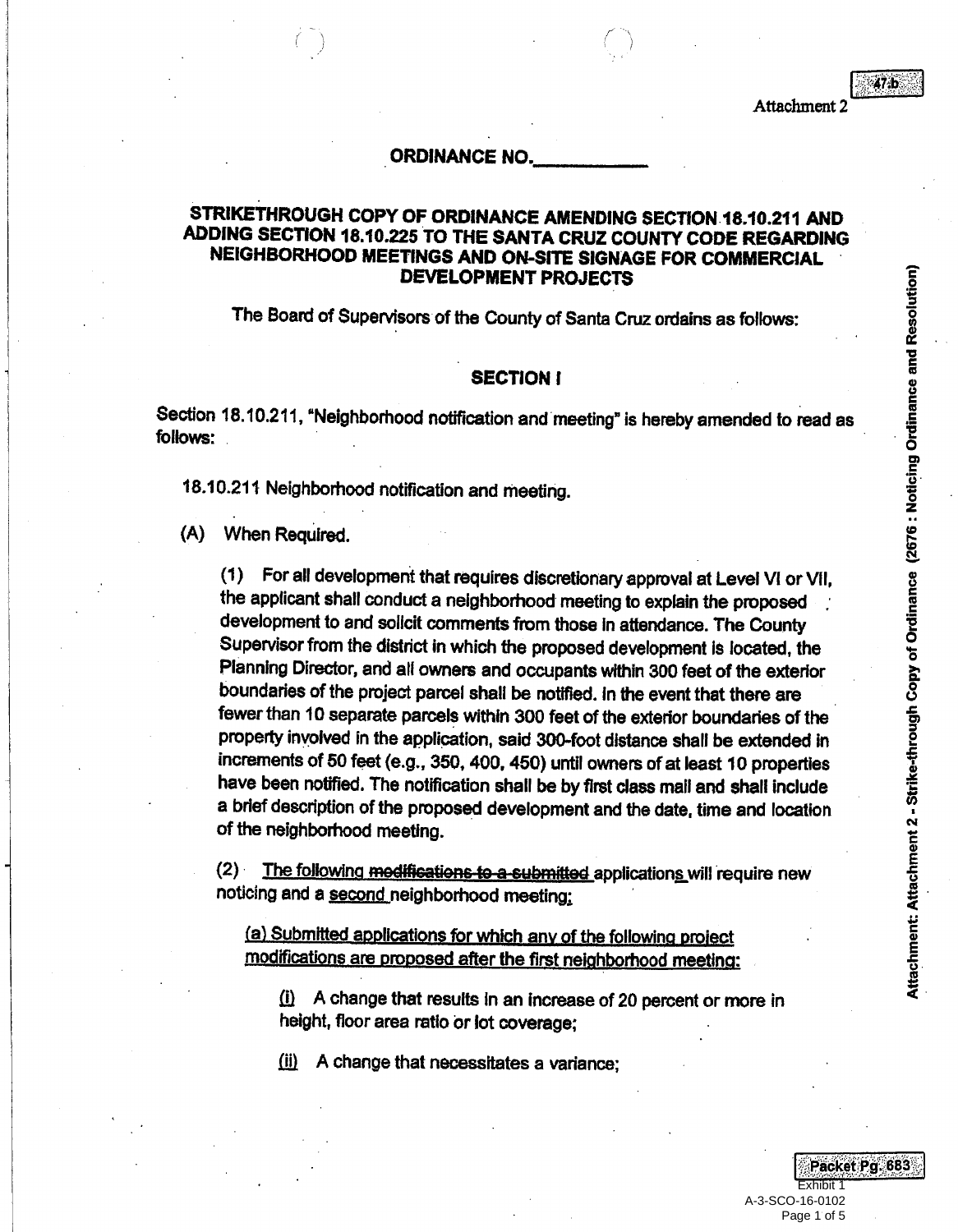Attachment 2

## ORDINANCE NO.\_\_\_\_\_\_\_\_\_\_\_

## STRIKETHROUGH COPY OF ORDINANCE AMENDING SECTION 18.10.211 AND ADDING SECTION 18.10.225 TO THE SANTA CRUZ COUNTY CODE REGARDING NEIGHBORHOOD MEETINGS AND ON-SITE SIGNAGE FOR COMMERCIAL DEVELOPMENT PROJECTS

The Board of Supervisors of the County of Santa Cruz ordains as follows:

### SECTION I

Section 18.10.211, "Neighborhood notification and meeting" is hereby amended to read as follows:

18.10.211 Neighborhood notification and meeting.

(A) When Required.

(1) For all development that requires discretionary approval at Level VI or VII, the applicant shall conduct a neighborhood meeting to explain the proposed development to and solicit comments from those in attendance. The County Supervisor from the district in which the proposed development is located, the Planning Director, and all owners and occupants within 300 feet of the exterior boundaries of the project parcel shall be notified. In the event that there are fewer than 10 separate parcels within 300 feet of the exterior boundaries of the property involved in the application, said 300-foot distance shall be extended in increments of 50 feet (e.g., 350, 400, 450) until owners of at least 10 properties have been notified. The notification shall be by first class mail and shall include a brief description of the proposed development and the date, time and location of the neighborhood meeting.

(2) <u>The following</u> ~~modifications to a submitted~~ application<u>s</u> will require new noticing and a <u>second</u> neighborhood meeting<u>:</u>

<u>(a) Submitted applications for which any of the following project modifications are proposed after the first neighborhood meeting:</u>

<u>(i)</u> A change that results in an increase of 20 percent or more in height, floor area ratio or lot coverage;

<u>(ii)</u> A change that necessitates a variance;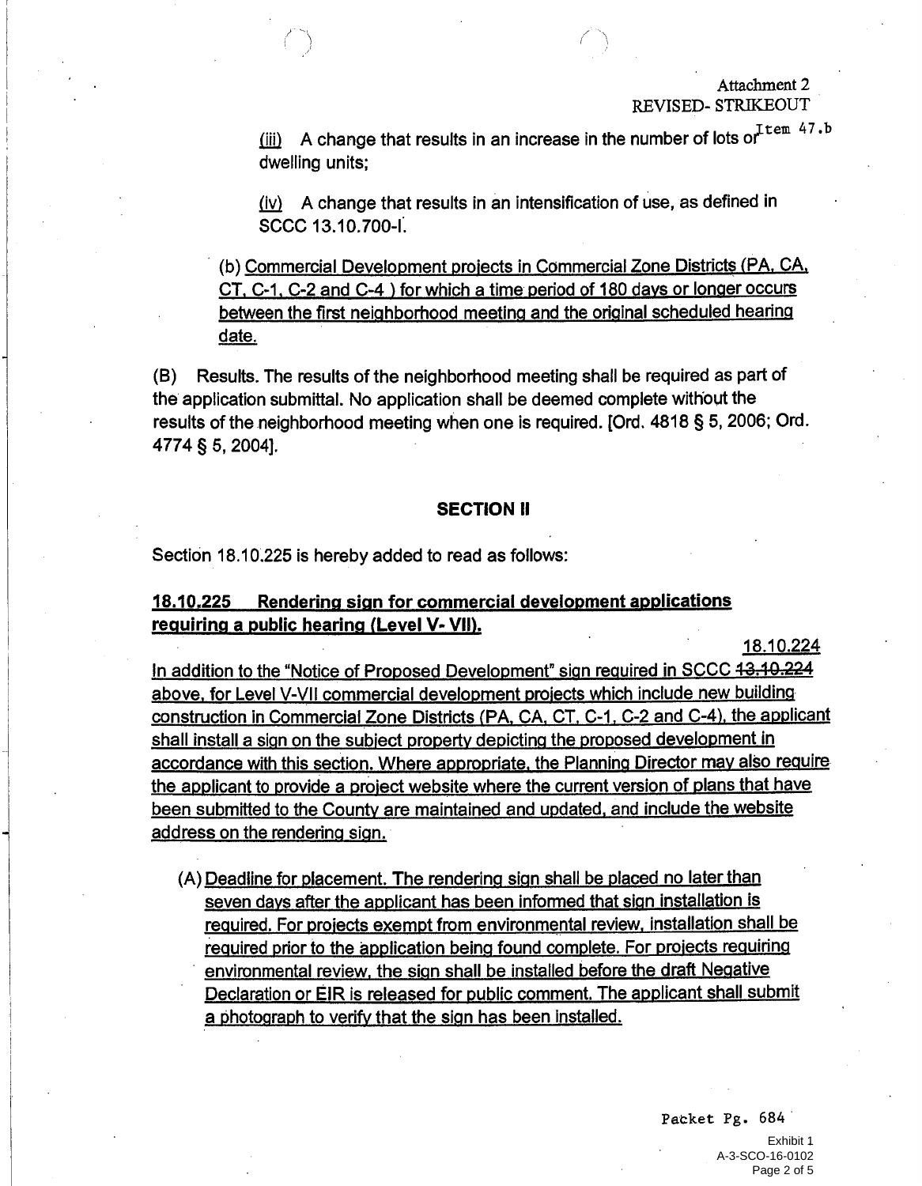(iii) A change that results in an increase in the number of lots or dwelling units;

(iv) A change that results in an intensification of use, as defined in SCCC 13.10.700-I.

(b) Commercial Development projects in Commercial Zone Districts (PA, CA, CT, C-1, C-2 and C-4 ) for which a time period of 180 days or longer occurs between the first neighborhood meeting and the original scheduled hearing date.

(B) Results. The results of the neighborhood meeting shall be required as part of the application submittal. No application shall be deemed complete without the results of the neighborhood meeting when one is required. [Ord. 4818 § 5, 2006; Ord. 4774 § 5, 2004].

## SECTION II

Section 18.10.225 is hereby added to read as follows:

### 18.10.225 Rendering sign for commercial development applications requiring a public hearing (Level V- VII).

In addition to the "Notice of Proposed Development" sign required in SCCC ~~13.10.224~~ 18.10.224 above, for Level V-VII commercial development projects which include new building construction in Commercial Zone Districts (PA, CA, CT, C-1, C-2 and C-4), the applicant shall install a sign on the subject property depicting the proposed development in accordance with this section. Where appropriate, the Planning Director may also require the applicant to provide a project website where the current version of plans that have been submitted to the County are maintained and updated, and include the website address on the rendering sign.

(A) Deadline for placement. The rendering sign shall be placed no later than seven days after the applicant has been informed that sign installation is required. For projects exempt from environmental review, installation shall be required prior to the application being found complete. For projects requiring environmental review, the sign shall be installed before the draft Negative Declaration or EIR is released for public comment. The applicant shall submit a photograph to verify that the sign has been installed.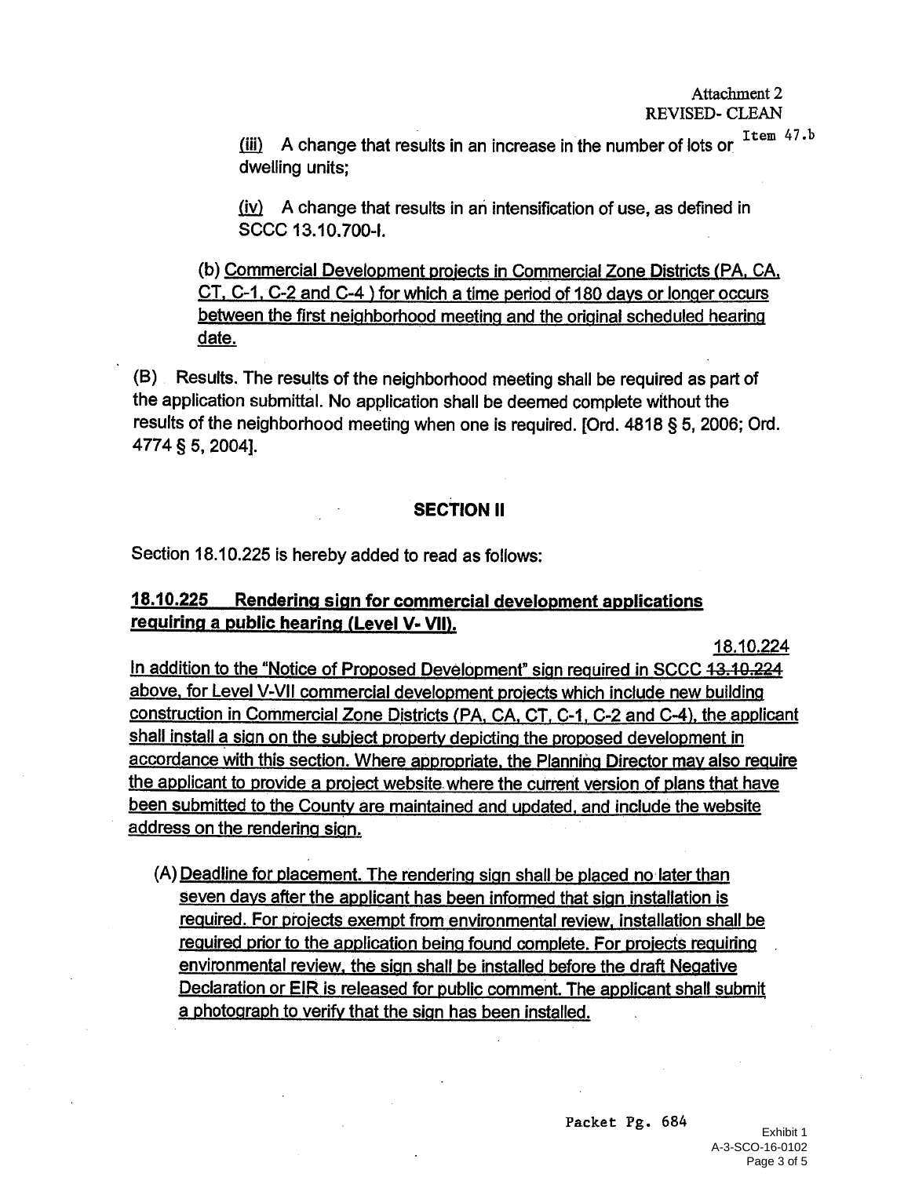(iii) A change that results in an increase in the number of lots or dwelling units;

(iv) A change that results in an intensification of use, as defined in SCCC 13.10.700-I.

(b) Commercial Development projects in Commercial Zone Districts (PA, CA, CT, C-1, C-2 and C-4 ) for which a time period of 180 days or longer occurs between the first neighborhood meeting and the original scheduled hearing date.

(B) Results. The results of the neighborhood meeting shall be required as part of the application submittal. No application shall be deemed complete without the results of the neighborhood meeting when one is required. [Ord. 4818 § 5, 2006; Ord. 4774 § 5, 2004].

## SECTION II

Section 18.10.225 is hereby added to read as follows:

### 18.10.225 Rendering sign for commercial development applications requiring a public hearing (Level V- VII).

In addition to the "Notice of Proposed Development" sign required in SCCC ~~13.10.224~~ 18.10.224 above, for Level V-VII commercial development projects which include new building construction in Commercial Zone Districts (PA, CA, CT, C-1, C-2 and C-4), the applicant shall install a sign on the subject property depicting the proposed development in accordance with this section. Where appropriate, the Planning Director may also require the applicant to provide a project website where the current version of plans that have been submitted to the County are maintained and updated, and include the website address on the rendering sign.

(A) Deadline for placement. The rendering sign shall be placed no later than seven days after the applicant has been informed that sign installation is required. For projects exempt from environmental review, installation shall be required prior to the application being found complete. For projects requiring environmental review, the sign shall be installed before the draft Negative Declaration or EIR is released for public comment. The applicant shall submit a photograph to verify that the sign has been installed.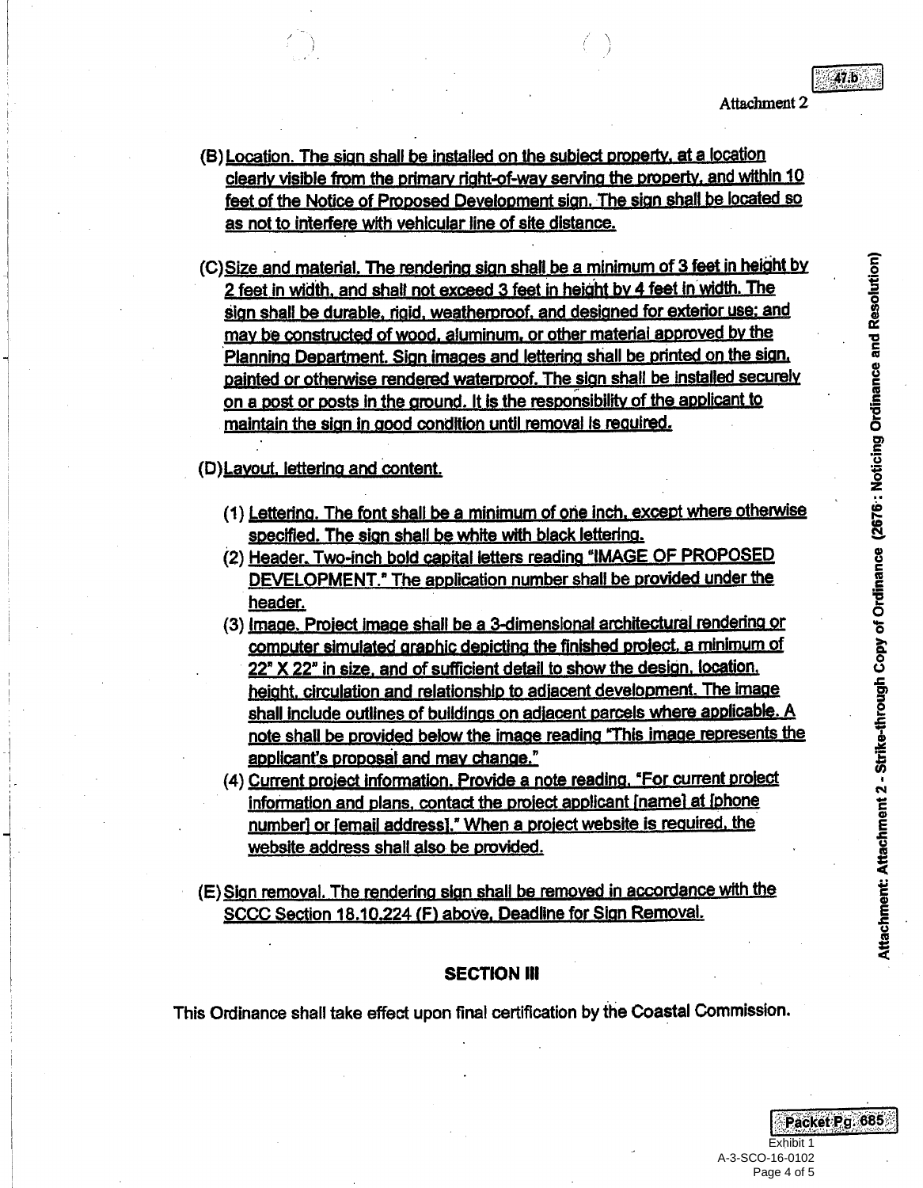(B) Location. The sign shall be installed on the subject property, at a location clearly visible from the primary right-of-way serving the property, and within 10 feet of the Notice of Proposed Development sign. The sign shall be located so as not to interfere with vehicular line of site distance.

(C) Size and material. The rendering sign shall be a minimum of 3 feet in height by 2 feet in width, and shall not exceed 3 feet in height by 4 feet in width. The sign shall be durable, rigid, weatherproof, and designed for exterior use; and may be constructed of wood, aluminum, or other material approved by the Planning Department. Sign images and lettering shall be printed on the sign, painted or otherwise rendered waterproof. The sign shall be installed securely on a post or posts in the ground. It is the responsibility of the applicant to maintain the sign in good condition until removal is required.

(D) Layout, lettering and content.

(1) Lettering. The font shall be a minimum of one inch, except where otherwise specified. The sign shall be white with black lettering.
(2) Header. Two-inch bold capital letters reading "IMAGE OF PROPOSED DEVELOPMENT." The application number shall be provided under the header.
(3) Image. Project image shall be a 3-dimensional architectural rendering or computer simulated graphic depicting the finished project, a minimum of 22" X 22" in size, and of sufficient detail to show the design, location, height, circulation and relationship to adjacent development. The image shall include outlines of buildings on adjacent parcels where applicable. A note shall be provided below the image reading "This image represents the applicant's proposal and may change."
(4) Current project information. Provide a note reading, "For current project information and plans, contact the project applicant [name] at [phone number] or [email address]." When a project website is required, the website address shall also be provided.

(E) Sign removal. The rendering sign shall be removed in accordance with the SCCC Section 18.10.224 (F) above, Deadline for Sign Removal.

**SECTION III**

This Ordinance shall take effect upon final certification by the Coastal Commission.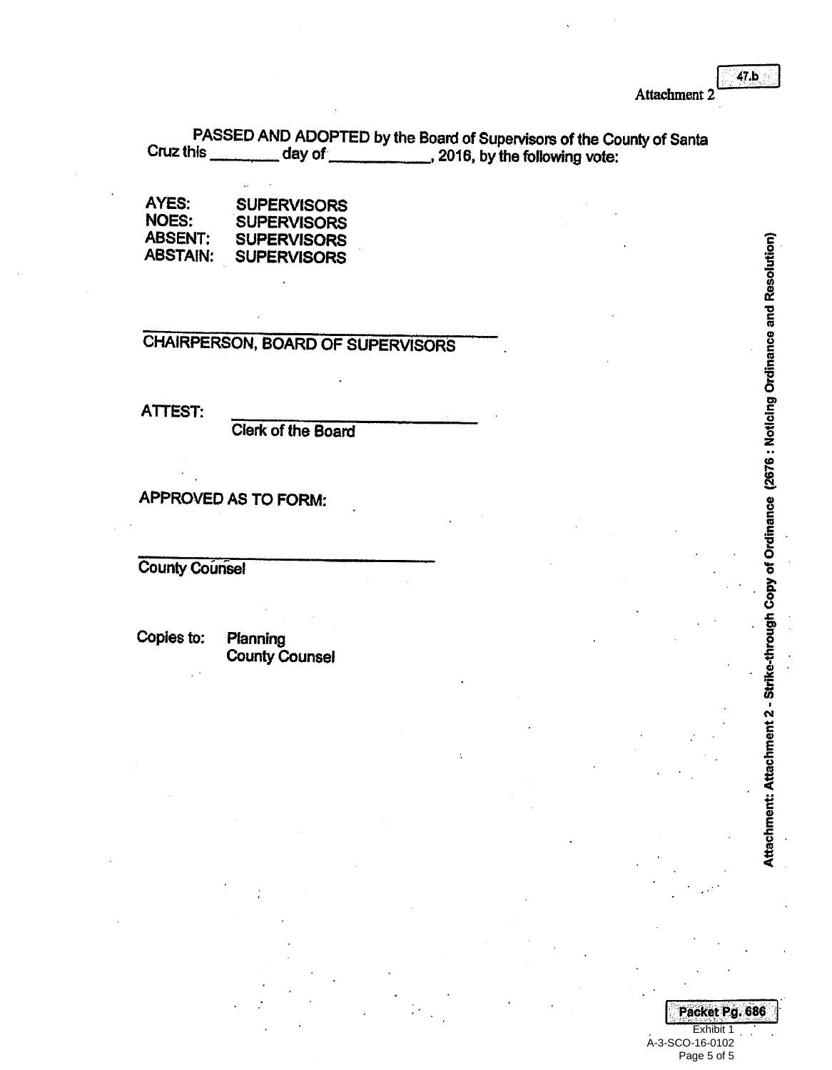PASSED AND ADOPTED by the Board of Supervisors of the County of Santa Cruz this ________ day of ____________, 2016, by the following vote:

AYES: SUPERVISORS
NOES: SUPERVISORS
ABSENT: SUPERVISORS
ABSTAIN: SUPERVISORS

______________________________
CHAIRPERSON, BOARD OF SUPERVISORS

ATTEST: ______________________________
Clerk of the Board

APPROVED AS TO FORM:

______________________________
County Counsel

Copies to: Planning
County Counsel